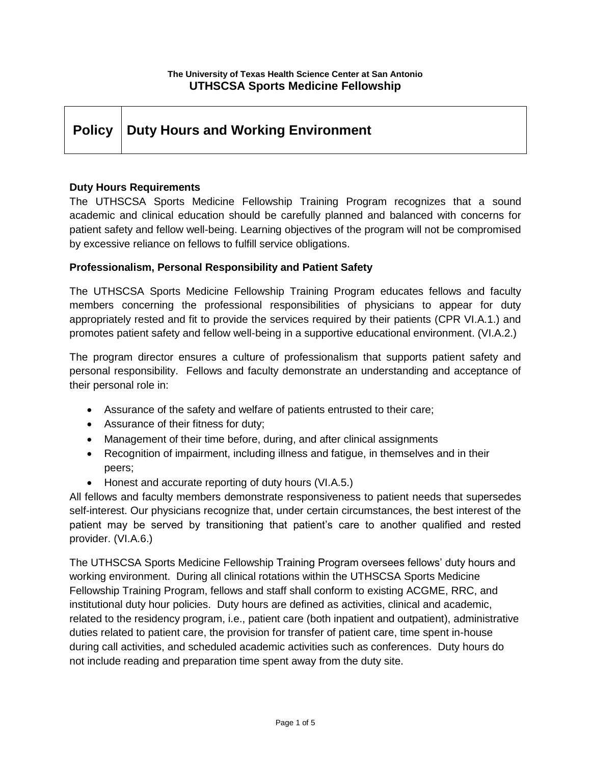**The University of Texas Health Science Center at San Antonio**
**UTHSCSA Sports Medicine Fellowship**

| **Policy** | **Duty Hours and Working Environment** |
|---|---|

**Duty Hours Requirements**

The UTHSCSA Sports Medicine Fellowship Training Program recognizes that a sound academic and clinical education should be carefully planned and balanced with concerns for patient safety and fellow well-being. Learning objectives of the program will not be compromised by excessive reliance on fellows to fulfill service obligations.

**Professionalism, Personal Responsibility and Patient Safety**

The UTHSCSA Sports Medicine Fellowship Training Program educates fellows and faculty members concerning the professional responsibilities of physicians to appear for duty appropriately rested and fit to provide the services required by their patients (CPR VI.A.1.) and promotes patient safety and fellow well-being in a supportive educational environment. (VI.A.2.)

The program director ensures a culture of professionalism that supports patient safety and personal responsibility. Fellows and faculty demonstrate an understanding and acceptance of their personal role in:

- Assurance of the safety and welfare of patients entrusted to their care;
- Assurance of their fitness for duty;
- Management of their time before, during, and after clinical assignments
- Recognition of impairment, including illness and fatigue, in themselves and in their peers;
- Honest and accurate reporting of duty hours (VI.A.5.)

All fellows and faculty members demonstrate responsiveness to patient needs that supersedes self-interest. Our physicians recognize that, under certain circumstances, the best interest of the patient may be served by transitioning that patient's care to another qualified and rested provider. (VI.A.6.)

The UTHSCSA Sports Medicine Fellowship Training Program oversees fellows' duty hours and working environment. During all clinical rotations within the UTHSCSA Sports Medicine Fellowship Training Program, fellows and staff shall conform to existing ACGME, RRC, and institutional duty hour policies. Duty hours are defined as activities, clinical and academic, related to the residency program, i.e., patient care (both inpatient and outpatient), administrative duties related to patient care, the provision for transfer of patient care, time spent in-house during call activities, and scheduled academic activities such as conferences. Duty hours do not include reading and preparation time spent away from the duty site.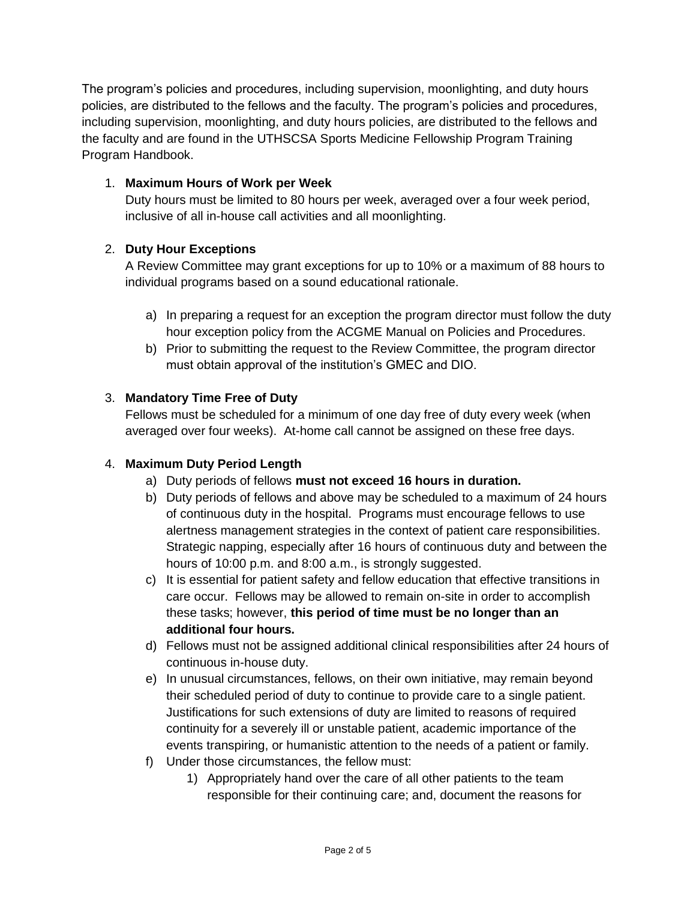The program's policies and procedures, including supervision, moonlighting, and duty hours policies, are distributed to the fellows and the faculty. The program's policies and procedures, including supervision, moonlighting, and duty hours policies, are distributed to the fellows and the faculty and are found in the UTHSCSA Sports Medicine Fellowship Program Training Program Handbook.

1. **Maximum Hours of Work per Week**
   Duty hours must be limited to 80 hours per week, averaged over a four week period, inclusive of all in-house call activities and all moonlighting.

2. **Duty Hour Exceptions**
   A Review Committee may grant exceptions for up to 10% or a maximum of 88 hours to individual programs based on a sound educational rationale.

   a) In preparing a request for an exception the program director must follow the duty hour exception policy from the ACGME Manual on Policies and Procedures.
   b) Prior to submitting the request to the Review Committee, the program director must obtain approval of the institution's GMEC and DIO.

3. **Mandatory Time Free of Duty**
   Fellows must be scheduled for a minimum of one day free of duty every week (when averaged over four weeks). At-home call cannot be assigned on these free days.

4. **Maximum Duty Period Length**
   a) Duty periods of fellows **must not exceed 16 hours in duration.**
   b) Duty periods of fellows and above may be scheduled to a maximum of 24 hours of continuous duty in the hospital. Programs must encourage fellows to use alertness management strategies in the context of patient care responsibilities. Strategic napping, especially after 16 hours of continuous duty and between the hours of 10:00 p.m. and 8:00 a.m., is strongly suggested.
   c) It is essential for patient safety and fellow education that effective transitions in care occur. Fellows may be allowed to remain on-site in order to accomplish these tasks; however, **this period of time must be no longer than an additional four hours.**
   d) Fellows must not be assigned additional clinical responsibilities after 24 hours of continuous in-house duty.
   e) In unusual circumstances, fellows, on their own initiative, may remain beyond their scheduled period of duty to continue to provide care to a single patient. Justifications for such extensions of duty are limited to reasons of required continuity for a severely ill or unstable patient, academic importance of the events transpiring, or humanistic attention to the needs of a patient or family.
   f) Under those circumstances, the fellow must:
      1) Appropriately hand over the care of all other patients to the team responsible for their continuing care; and, document the reasons for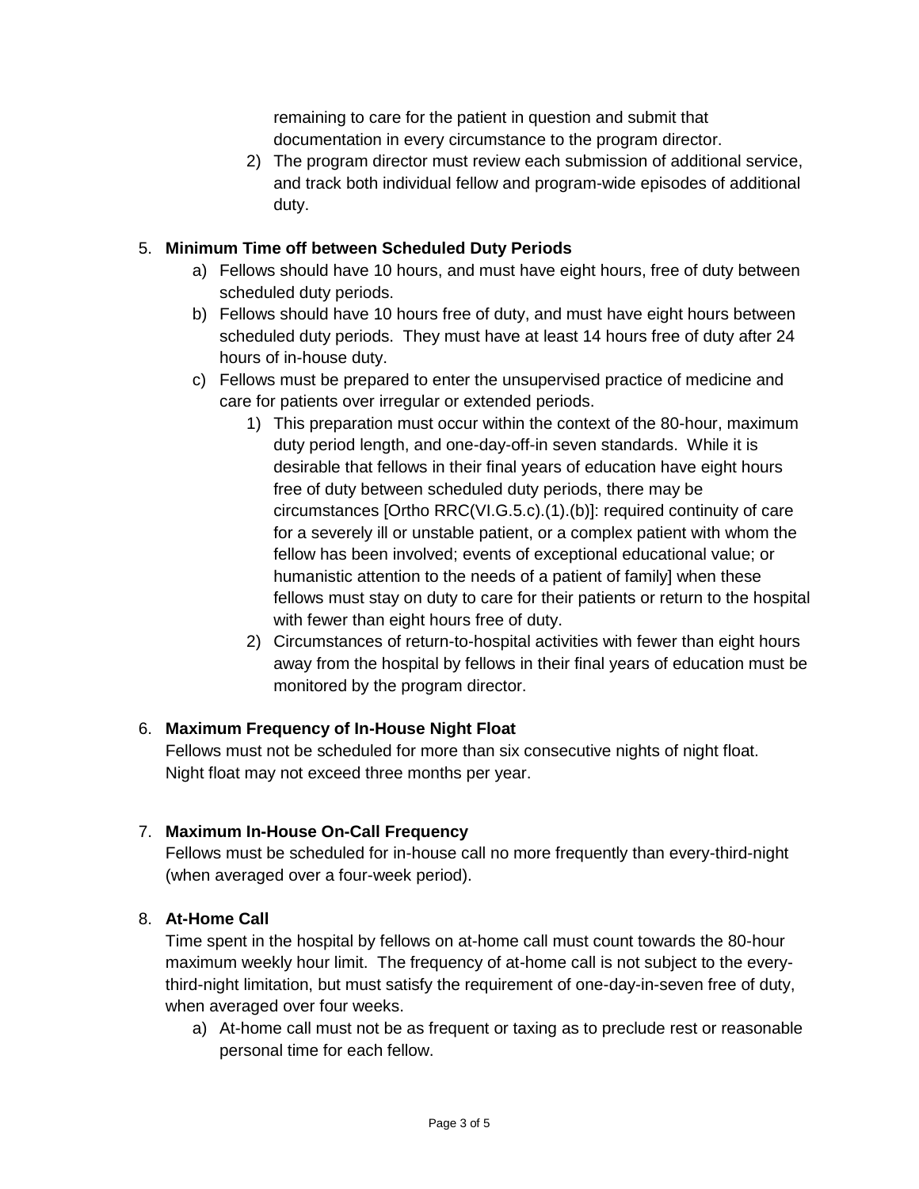remaining to care for the patient in question and submit that documentation in every circumstance to the program director.

2) The program director must review each submission of additional service, and track both individual fellow and program-wide episodes of additional duty.

5. **Minimum Time off between Scheduled Duty Periods**
   a) Fellows should have 10 hours, and must have eight hours, free of duty between scheduled duty periods.
   b) Fellows should have 10 hours free of duty, and must have eight hours between scheduled duty periods. They must have at least 14 hours free of duty after 24 hours of in-house duty.
   c) Fellows must be prepared to enter the unsupervised practice of medicine and care for patients over irregular or extended periods.
      1) This preparation must occur within the context of the 80-hour, maximum duty period length, and one-day-off-in seven standards. While it is desirable that fellows in their final years of education have eight hours free of duty between scheduled duty periods, there may be circumstances [Ortho RRC(VI.G.5.c).(1).(b)]: required continuity of care for a severely ill or unstable patient, or a complex patient with whom the fellow has been involved; events of exceptional educational value; or humanistic attention to the needs of a patient of family] when these fellows must stay on duty to care for their patients or return to the hospital with fewer than eight hours free of duty.
      2) Circumstances of return-to-hospital activities with fewer than eight hours away from the hospital by fellows in their final years of education must be monitored by the program director.

6. **Maximum Frequency of In-House Night Float**
   Fellows must not be scheduled for more than six consecutive nights of night float. Night float may not exceed three months per year.

7. **Maximum In-House On-Call Frequency**
   Fellows must be scheduled for in-house call no more frequently than every-third-night (when averaged over a four-week period).

8. **At-Home Call**
   Time spent in the hospital by fellows on at-home call must count towards the 80-hour maximum weekly hour limit. The frequency of at-home call is not subject to the every-third-night limitation, but must satisfy the requirement of one-day-in-seven free of duty, when averaged over four weeks.
   a) At-home call must not be as frequent or taxing as to preclude rest or reasonable personal time for each fellow.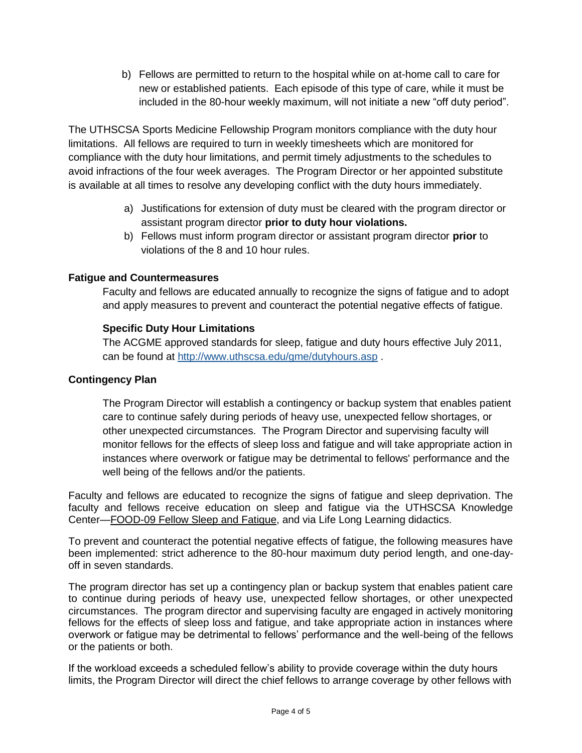b) Fellows are permitted to return to the hospital while on at-home call to care for new or established patients. Each episode of this type of care, while it must be included in the 80-hour weekly maximum, will not initiate a new "off duty period".

The UTHSCSA Sports Medicine Fellowship Program monitors compliance with the duty hour limitations. All fellows are required to turn in weekly timesheets which are monitored for compliance with the duty hour limitations, and permit timely adjustments to the schedules to avoid infractions of the four week averages. The Program Director or her appointed substitute is available at all times to resolve any developing conflict with the duty hours immediately.

a) Justifications for extension of duty must be cleared with the program director or assistant program director **prior to duty hour violations.**
b) Fellows must inform program director or assistant program director **prior** to violations of the 8 and 10 hour rules.

**Fatigue and Countermeasures**

Faculty and fellows are educated annually to recognize the signs of fatigue and to adopt and apply measures to prevent and counteract the potential negative effects of fatigue.

**Specific Duty Hour Limitations**

The ACGME approved standards for sleep, fatigue and duty hours effective July 2011, can be found at [http://www.uthscsa.edu/gme/dutyhours.asp](http://www.uthscsa.edu/gme/dutyhours.asp) .

**Contingency Plan**

The Program Director will establish a contingency or backup system that enables patient care to continue safely during periods of heavy use, unexpected fellow shortages, or other unexpected circumstances. The Program Director and supervising faculty will monitor fellows for the effects of sleep loss and fatigue and will take appropriate action in instances where overwork or fatigue may be detrimental to fellows' performance and the well being of the fellows and/or the patients.

Faculty and fellows are educated to recognize the signs of fatigue and sleep deprivation. The faculty and fellows receive education on sleep and fatigue via the UTHSCSA Knowledge Center—FOOD-09 Fellow Sleep and Fatigue, and via Life Long Learning didactics.

To prevent and counteract the potential negative effects of fatigue, the following measures have been implemented: strict adherence to the 80-hour maximum duty period length, and one-day-off in seven standards.

The program director has set up a contingency plan or backup system that enables patient care to continue during periods of heavy use, unexpected fellow shortages, or other unexpected circumstances. The program director and supervising faculty are engaged in actively monitoring fellows for the effects of sleep loss and fatigue, and take appropriate action in instances where overwork or fatigue may be detrimental to fellows' performance and the well-being of the fellows or the patients or both.

If the workload exceeds a scheduled fellow's ability to provide coverage within the duty hours limits, the Program Director will direct the chief fellows to arrange coverage by other fellows with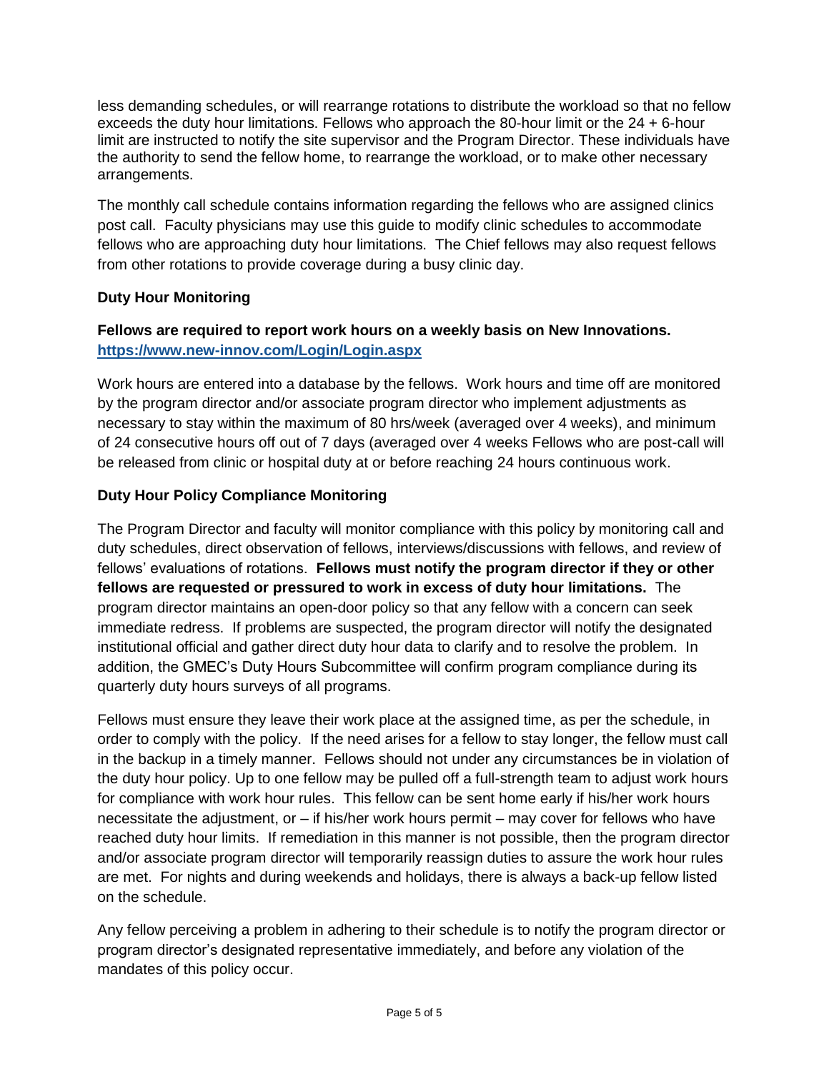less demanding schedules, or will rearrange rotations to distribute the workload so that no fellow exceeds the duty hour limitations. Fellows who approach the 80-hour limit or the 24 + 6-hour limit are instructed to notify the site supervisor and the Program Director. These individuals have the authority to send the fellow home, to rearrange the workload, or to make other necessary arrangements.

The monthly call schedule contains information regarding the fellows who are assigned clinics post call. Faculty physicians may use this guide to modify clinic schedules to accommodate fellows who are approaching duty hour limitations. The Chief fellows may also request fellows from other rotations to provide coverage during a busy clinic day.

**Duty Hour Monitoring**

**Fellows are required to report work hours on a weekly basis on New Innovations. [https://www.new-innov.com/Login/Login.aspx](https://www.new-innov.com/Login/Login.aspx)**

Work hours are entered into a database by the fellows. Work hours and time off are monitored by the program director and/or associate program director who implement adjustments as necessary to stay within the maximum of 80 hrs/week (averaged over 4 weeks), and minimum of 24 consecutive hours off out of 7 days (averaged over 4 weeks Fellows who are post-call will be released from clinic or hospital duty at or before reaching 24 hours continuous work.

**Duty Hour Policy Compliance Monitoring**

The Program Director and faculty will monitor compliance with this policy by monitoring call and duty schedules, direct observation of fellows, interviews/discussions with fellows, and review of fellows' evaluations of rotations. **Fellows must notify the program director if they or other fellows are requested or pressured to work in excess of duty hour limitations.** The program director maintains an open-door policy so that any fellow with a concern can seek immediate redress. If problems are suspected, the program director will notify the designated institutional official and gather direct duty hour data to clarify and to resolve the problem. In addition, the GMEC's Duty Hours Subcommittee will confirm program compliance during its quarterly duty hours surveys of all programs.

Fellows must ensure they leave their work place at the assigned time, as per the schedule, in order to comply with the policy. If the need arises for a fellow to stay longer, the fellow must call in the backup in a timely manner. Fellows should not under any circumstances be in violation of the duty hour policy. Up to one fellow may be pulled off a full-strength team to adjust work hours for compliance with work hour rules. This fellow can be sent home early if his/her work hours necessitate the adjustment, or – if his/her work hours permit – may cover for fellows who have reached duty hour limits. If remediation in this manner is not possible, then the program director and/or associate program director will temporarily reassign duties to assure the work hour rules are met. For nights and during weekends and holidays, there is always a back-up fellow listed on the schedule.

Any fellow perceiving a problem in adhering to their schedule is to notify the program director or program director's designated representative immediately, and before any violation of the mandates of this policy occur.